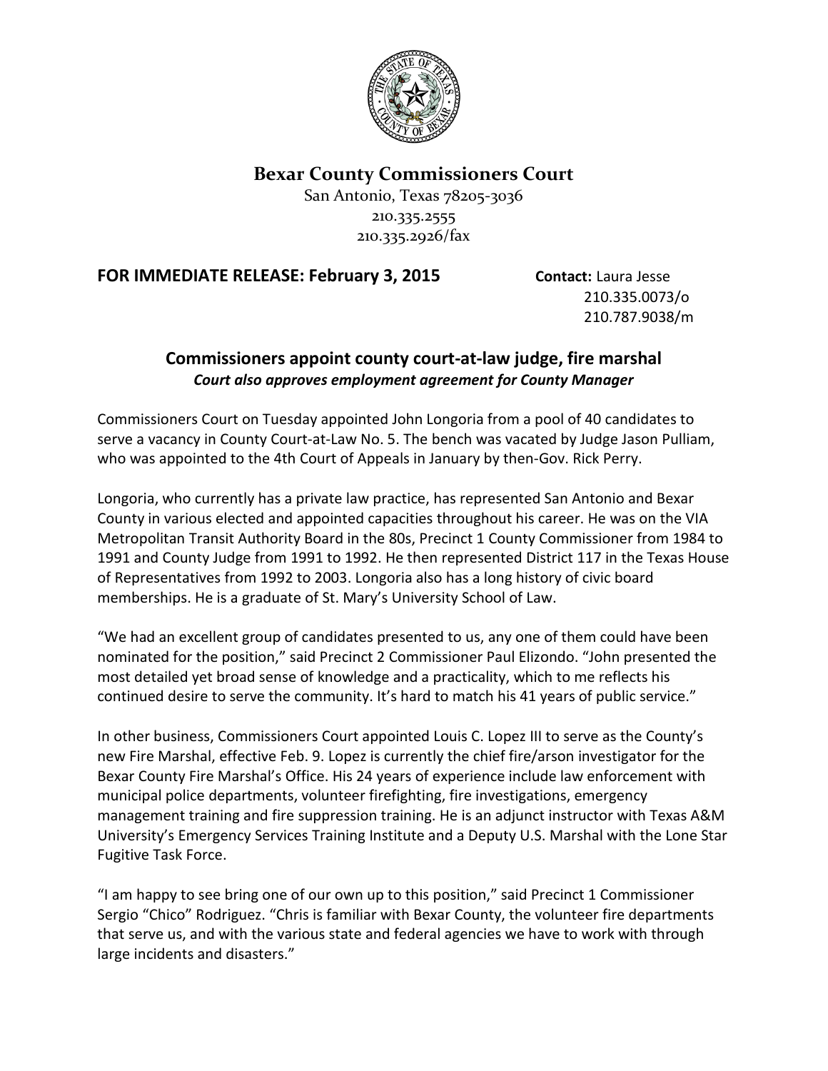# Bexar County Commissioners Court

San Antonio, Texas 78205-3036
210.335.2555
210.335.2926/fax

**FOR IMMEDIATE RELEASE: February 3, 2015** **Contact:** Laura Jesse
210.335.0073/o
210.787.9038/m

## Commissioners appoint county court-at-law judge, fire marshal

***Court also approves employment agreement for County Manager***

Commissioners Court on Tuesday appointed John Longoria from a pool of 40 candidates to serve a vacancy in County Court-at-Law No. 5. The bench was vacated by Judge Jason Pulliam, who was appointed to the 4th Court of Appeals in January by then-Gov. Rick Perry.

Longoria, who currently has a private law practice, has represented San Antonio and Bexar County in various elected and appointed capacities throughout his career. He was on the VIA Metropolitan Transit Authority Board in the 80s, Precinct 1 County Commissioner from 1984 to 1991 and County Judge from 1991 to 1992. He then represented District 117 in the Texas House of Representatives from 1992 to 2003. Longoria also has a long history of civic board memberships. He is a graduate of St. Mary's University School of Law.

"We had an excellent group of candidates presented to us, any one of them could have been nominated for the position," said Precinct 2 Commissioner Paul Elizondo. "John presented the most detailed yet broad sense of knowledge and a practicality, which to me reflects his continued desire to serve the community. It's hard to match his 41 years of public service."

In other business, Commissioners Court appointed Louis C. Lopez III to serve as the County's new Fire Marshal, effective Feb. 9. Lopez is currently the chief fire/arson investigator for the Bexar County Fire Marshal's Office. His 24 years of experience include law enforcement with municipal police departments, volunteer firefighting, fire investigations, emergency management training and fire suppression training. He is an adjunct instructor with Texas A&M University's Emergency Services Training Institute and a Deputy U.S. Marshal with the Lone Star Fugitive Task Force.

"I am happy to see bring one of our own up to this position," said Precinct 1 Commissioner Sergio "Chico" Rodriguez. "Chris is familiar with Bexar County, the volunteer fire departments that serve us, and with the various state and federal agencies we have to work with through large incidents and disasters."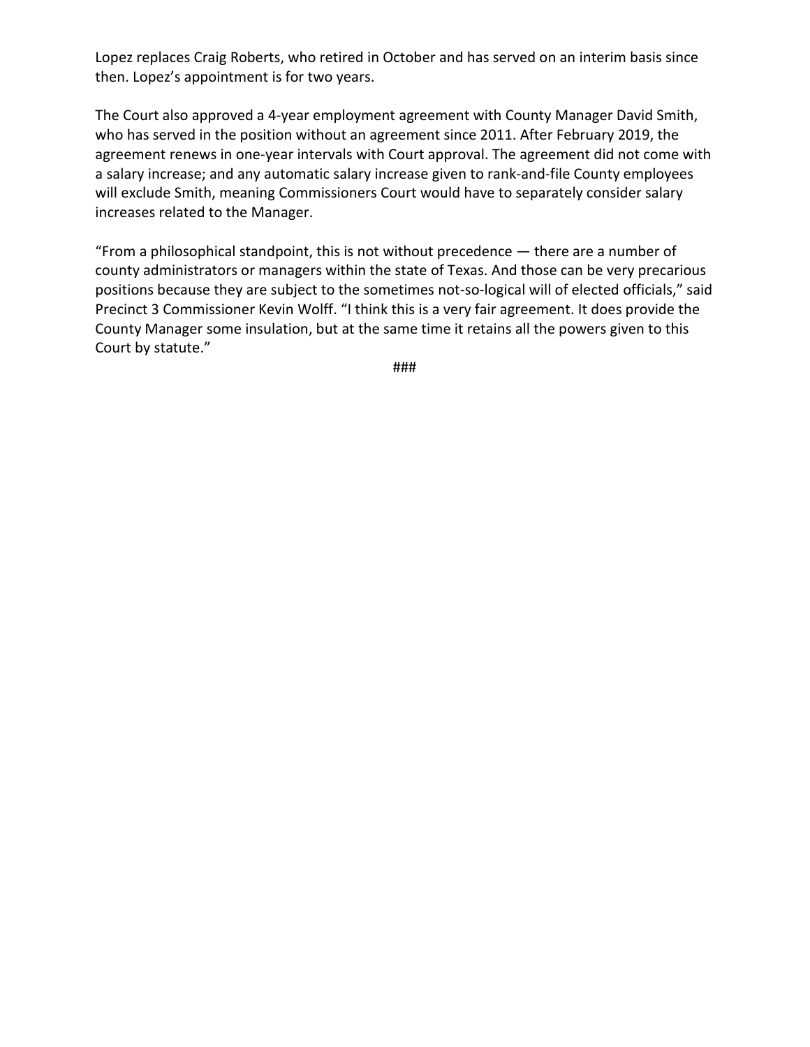Lopez replaces Craig Roberts, who retired in October and has served on an interim basis since then. Lopez's appointment is for two years.

The Court also approved a 4-year employment agreement with County Manager David Smith, who has served in the position without an agreement since 2011. After February 2019, the agreement renews in one-year intervals with Court approval. The agreement did not come with a salary increase; and any automatic salary increase given to rank-and-file County employees will exclude Smith, meaning Commissioners Court would have to separately consider salary increases related to the Manager.

"From a philosophical standpoint, this is not without precedence — there are a number of county administrators or managers within the state of Texas. And those can be very precarious positions because they are subject to the sometimes not-so-logical will of elected officials," said Precinct 3 Commissioner Kevin Wolff. "I think this is a very fair agreement. It does provide the County Manager some insulation, but at the same time it retains all the powers given to this Court by statute."

###